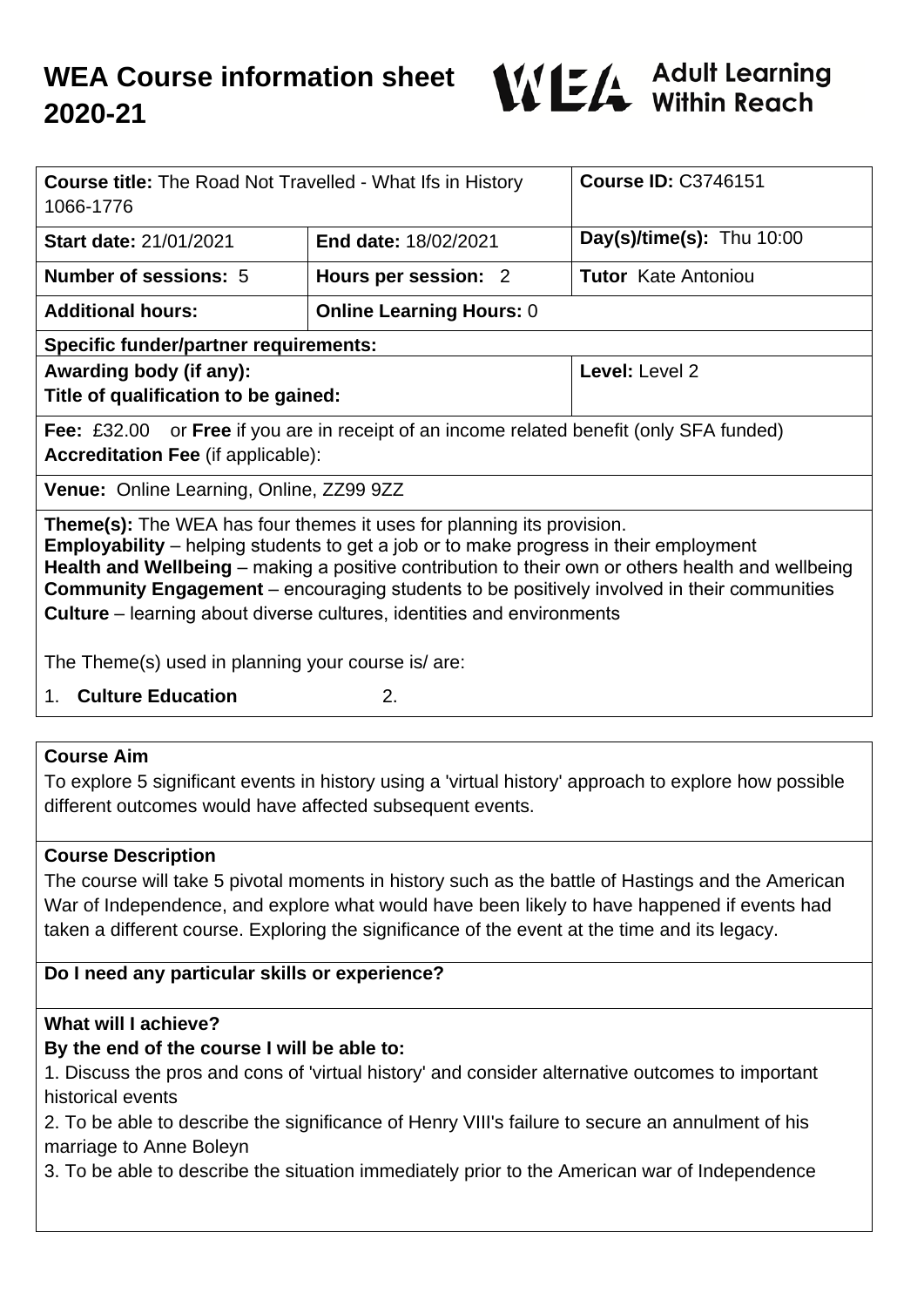# WEA Course information sheet 2020-21

WEA Adult Learning Within Reach

| **Course title:** The Road Not Travelled - What Ifs in History 1066-1776 | | **Course ID:** C3746151 |
|---|---|---|
| **Start date:** 21/01/2021 | **End date:** 18/02/2021 | **Day(s)/time(s):** Thu 10:00 |
| **Number of sessions:** 5 | **Hours per session:** 2 | **Tutor** Kate Antoniou |
| **Additional hours:** | **Online Learning Hours:** 0 | |
| **Specific funder/partner requirements:** | | |
| **Awarding body (if any):**<br>**Title of qualification to be gained:** | | **Level:** Level 2 |
| **Fee:** £32.00 or **Free** if you are in receipt of an income related benefit (only SFA funded)<br>**Accreditation Fee** (if applicable): | | |
| **Venue:** Online Learning, Online, ZZ99 9ZZ | | |

**Theme(s):** The WEA has four themes it uses for planning its provision.
**Employability** – helping students to get a job or to make progress in their employment
**Health and Wellbeing** – making a positive contribution to their own or others health and wellbeing
**Community Engagement** – encouraging students to be positively involved in their communities
**Culture** – learning about diverse cultures, identities and environments

The Theme(s) used in planning your course is/ are:

1. **Culture Education** 2.

## Course Aim

To explore 5 significant events in history using a 'virtual history' approach to explore how possible different outcomes would have affected subsequent events.

## Course Description

The course will take 5 pivotal moments in history such as the battle of Hastings and the American War of Independence, and explore what would have been likely to have happened if events had taken a different course. Exploring the significance of the event at the time and its legacy.

## Do I need any particular skills or experience?

## What will I achieve?

**By the end of the course I will be able to:**

1. Discuss the pros and cons of 'virtual history' and consider alternative outcomes to important historical events
2. To be able to describe the significance of Henry VIII's failure to secure an annulment of his marriage to Anne Boleyn
3. To be able to describe the situation immediately prior to the American war of Independence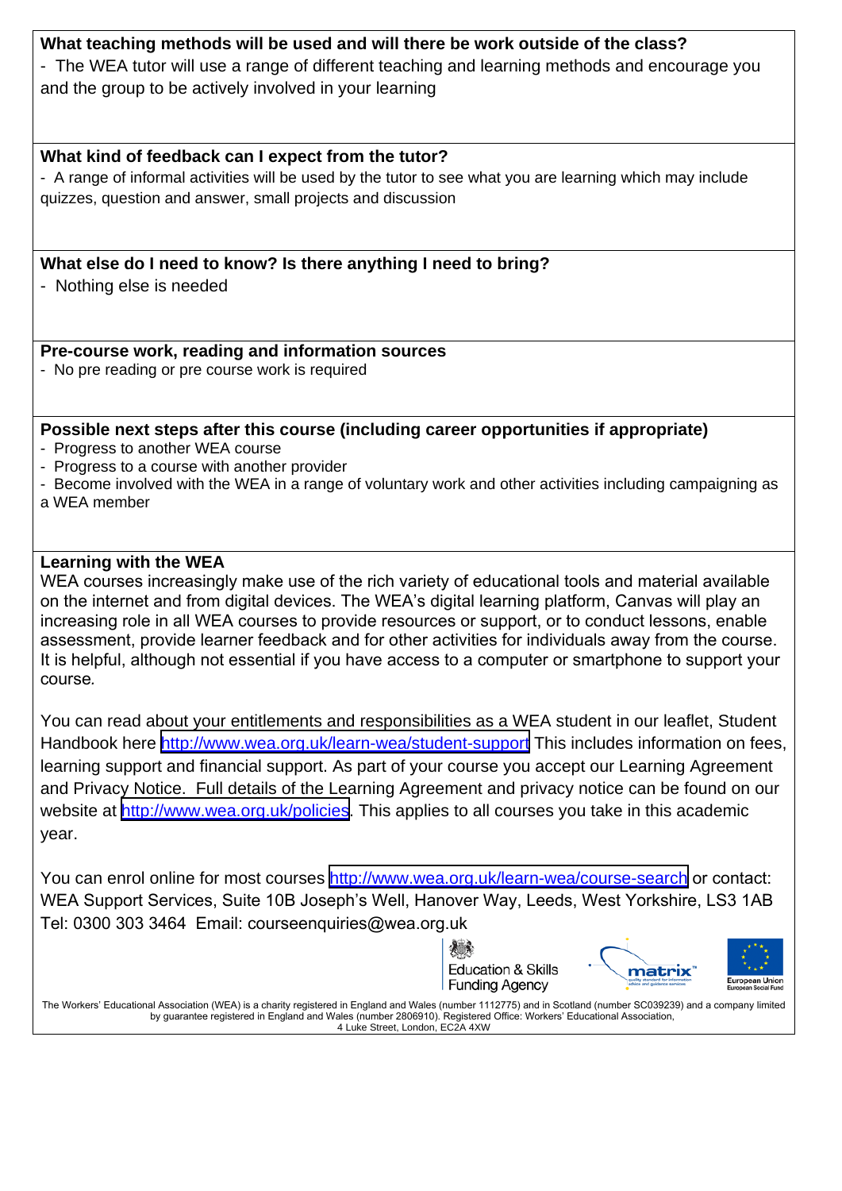**What teaching methods will be used and will there be work outside of the class?**

- The WEA tutor will use a range of different teaching and learning methods and encourage you and the group to be actively involved in your learning

**What kind of feedback can I expect from the tutor?**

- A range of informal activities will be used by the tutor to see what you are learning which may include quizzes, question and answer, small projects and discussion

**What else do I need to know? Is there anything I need to bring?**

- Nothing else is needed

**Pre-course work, reading and information sources**

- No pre reading or pre course work is required

**Possible next steps after this course (including career opportunities if appropriate)**

- Progress to another WEA course
- Progress to a course with another provider
- Become involved with the WEA in a range of voluntary work and other activities including campaigning as a WEA member

**Learning with the WEA**

WEA courses increasingly make use of the rich variety of educational tools and material available on the internet and from digital devices. The WEA's digital learning platform, Canvas will play an increasing role in all WEA courses to provide resources or support, or to conduct lessons, enable assessment, provide learner feedback and for other activities for individuals away from the course. It is helpful, although not essential if you have access to a computer or smartphone to support your course.

You can read about your entitlements and responsibilities as a WEA student in our leaflet, Student Handbook here http://www.wea.org.uk/learn-wea/student-support This includes information on fees, learning support and financial support. As part of your course you accept our Learning Agreement and Privacy Notice. Full details of the Learning Agreement and privacy notice can be found on our website at http://www.wea.org.uk/policies. This applies to all courses you take in this academic year.

You can enrol online for most courses http://www.wea.org.uk/learn-wea/course-search or contact: WEA Support Services, Suite 10B Joseph's Well, Hanover Way, Leeds, West Yorkshire, LS3 1AB
Tel: 0300 303 3464 Email: courseenquiries@wea.org.uk

Education & Skills Funding Agency

matrix

European Union European Social Fund

The Workers' Educational Association (WEA) is a charity registered in England and Wales (number 1112775) and in Scotland (number SC039239) and a company limited by guarantee registered in England and Wales (number 2806910). Registered Office: Workers' Educational Association, 4 Luke Street, London, EC2A 4XW